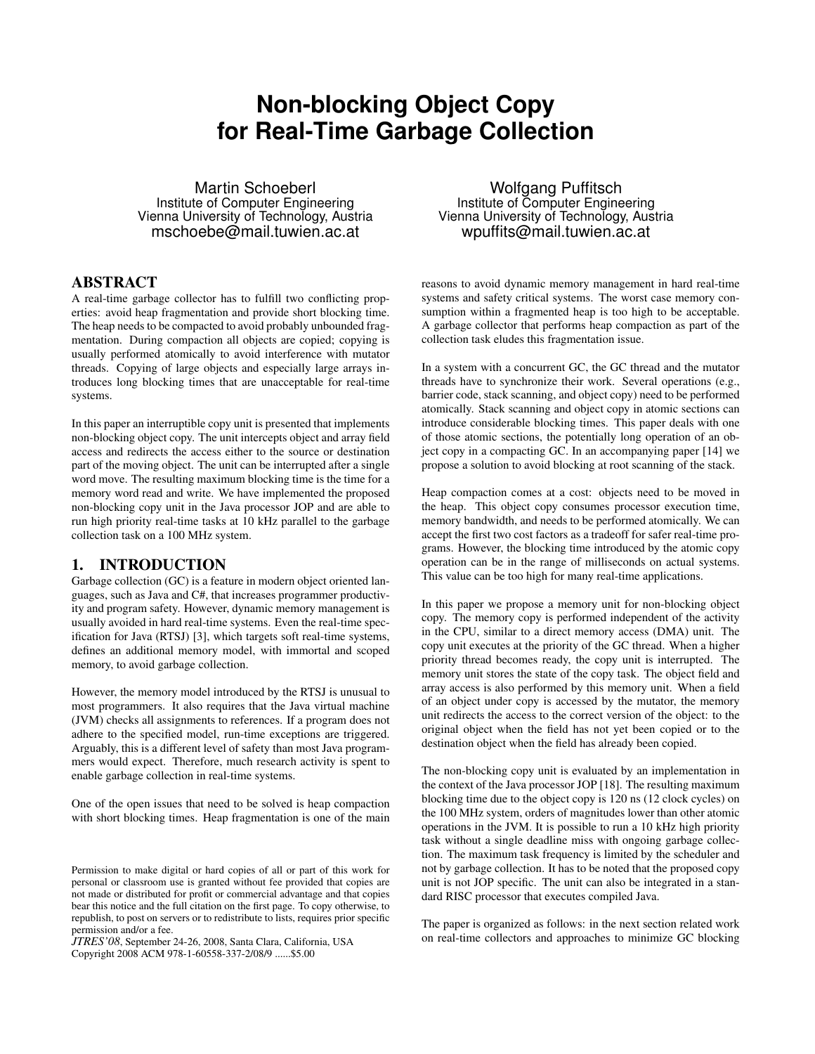# Non-blocking Object Copy for Real-Time Garbage Collection

Martin Schoeberl
Institute of Computer Engineering
Vienna University of Technology, Austria
mschoebe@mail.tuwien.ac.at

Wolfgang Puffitsch
Institute of Computer Engineering
Vienna University of Technology, Austria
wpuffits@mail.tuwien.ac.at

## ABSTRACT

A real-time garbage collector has to fulfill two conflicting properties: avoid heap fragmentation and provide short blocking time. The heap needs to be compacted to avoid probably unbounded fragmentation. During compaction all objects are copied; copying is usually performed atomically to avoid interference with mutator threads. Copying of large objects and especially large arrays introduces long blocking times that are unacceptable for real-time systems.

In this paper an interruptible copy unit is presented that implements non-blocking object copy. The unit intercepts object and array field access and redirects the access either to the source or destination part of the moving object. The unit can be interrupted after a single word move. The resulting maximum blocking time is the time for a memory word read and write. We have implemented the proposed non-blocking copy unit in the Java processor JOP and are able to run high priority real-time tasks at 10 kHz parallel to the garbage collection task on a 100 MHz system.

## 1. INTRODUCTION

Garbage collection (GC) is a feature in modern object oriented languages, such as Java and C#, that increases programmer productivity and program safety. However, dynamic memory management is usually avoided in hard real-time systems. Even the real-time specification for Java (RTSJ) [3], which targets soft real-time systems, defines an additional memory model, with immortal and scoped memory, to avoid garbage collection.

However, the memory model introduced by the RTSJ is unusual to most programmers. It also requires that the Java virtual machine (JVM) checks all assignments to references. If a program does not adhere to the specified model, run-time exceptions are triggered. Arguably, this is a different level of safety than most Java programmers would expect. Therefore, much research activity is spent to enable garbage collection in real-time systems.

One of the open issues that need to be solved is heap compaction with short blocking times. Heap fragmentation is one of the main reasons to avoid dynamic memory management in hard real-time systems and safety critical systems. The worst case memory consumption within a fragmented heap is too high to be acceptable. A garbage collector that performs heap compaction as part of the collection task eludes this fragmentation issue.

In a system with a concurrent GC, the GC thread and the mutator threads have to synchronize their work. Several operations (e.g., barrier code, stack scanning, and object copy) need to be performed atomically. Stack scanning and object copy in atomic sections can introduce considerable blocking times. This paper deals with one of those atomic sections, the potentially long operation of an object copy in a compacting GC. In an accompanying paper [14] we propose a solution to avoid blocking at root scanning of the stack.

Heap compaction comes at a cost: objects need to be moved in the heap. This object copy consumes processor execution time, memory bandwidth, and needs to be performed atomically. We can accept the first two cost factors as a tradeoff for safer real-time programs. However, the blocking time introduced by the atomic copy operation can be in the range of milliseconds on actual systems. This value can be too high for many real-time applications.

In this paper we propose a memory unit for non-blocking object copy. The memory copy is performed independent of the activity in the CPU, similar to a direct memory access (DMA) unit. The copy unit executes at the priority of the GC thread. When a higher priority thread becomes ready, the copy unit is interrupted. The memory unit stores the state of the copy task. The object field and array access is also performed by this memory unit. When a field of an object under copy is accessed by the mutator, the memory unit redirects the access to the correct version of the object: to the original object when the field has not yet been copied or to the destination object when the field has already been copied.

The non-blocking copy unit is evaluated by an implementation in the context of the Java processor JOP [18]. The resulting maximum blocking time due to the object copy is 120 ns (12 clock cycles) on the 100 MHz system, orders of magnitudes lower than other atomic operations in the JVM. It is possible to run a 10 kHz high priority task without a single deadline miss with ongoing garbage collection. The maximum task frequency is limited by the scheduler and not by garbage collection. It has to be noted that the proposed copy unit is not JOP specific. The unit can also be integrated in a standard RISC processor that executes compiled Java.

The paper is organized as follows: in the next section related work on real-time collectors and approaches to minimize GC blocking

Permission to make digital or hard copies of all or part of this work for personal or classroom use is granted without fee provided that copies are not made or distributed for profit or commercial advantage and that copies bear this notice and the full citation on the first page. To copy otherwise, to republish, to post on servers or to redistribute to lists, requires prior specific permission and/or a fee.
*JTRES'08*, September 24-26, 2008, Santa Clara, California, USA
Copyright 2008 ACM 978-1-60558-337-2/08/9 ......$5.00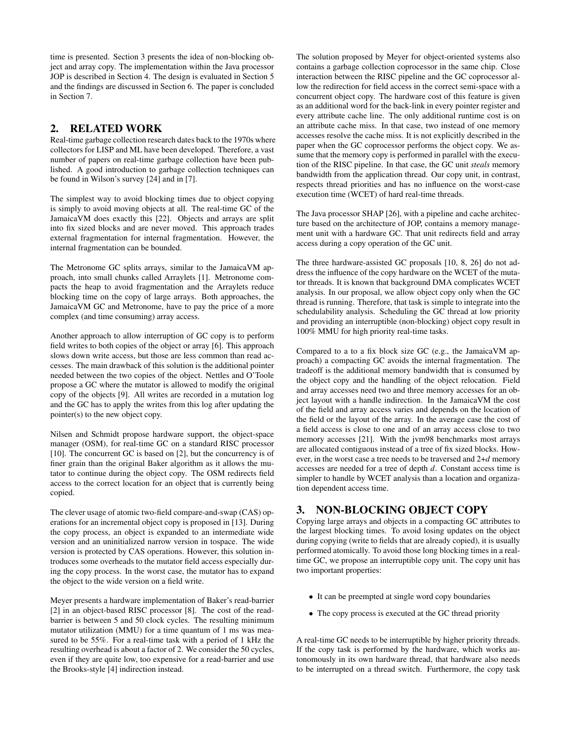time is presented. Section 3 presents the idea of non-blocking object and array copy. The implementation within the Java processor JOP is described in Section 4. The design is evaluated in Section 5 and the findings are discussed in Section 6. The paper is concluded in Section 7.

## 2. RELATED WORK

Real-time garbage collection research dates back to the 1970s where collectors for LISP and ML have been developed. Therefore, a vast number of papers on real-time garbage collection have been published. A good introduction to garbage collection techniques can be found in Wilson's survey [24] and in [7].

The simplest way to avoid blocking times due to object copying is simply to avoid moving objects at all. The real-time GC of the JamaicaVM does exactly this [22]. Objects and arrays are split into fix sized blocks and are never moved. This approach trades external fragmentation for internal fragmentation. However, the internal fragmentation can be bounded.

The Metronome GC splits arrays, similar to the JamaicaVM approach, into small chunks called Arraylets [1]. Metronome compacts the heap to avoid fragmentation and the Arraylets reduce blocking time on the copy of large arrays. Both approaches, the JamaicaVM GC and Metronome, have to pay the price of a more complex (and time consuming) array access.

Another approach to allow interruption of GC copy is to perform field writes to both copies of the object or array [6]. This approach slows down write access, but those are less common than read accesses. The main drawback of this solution is the additional pointer needed between the two copies of the object. Nettles and O'Toole propose a GC where the mutator is allowed to modify the original copy of the objects [9]. All writes are recorded in a mutation log and the GC has to apply the writes from this log after updating the pointer(s) to the new object copy.

Nilsen and Schmidt propose hardware support, the object-space manager (OSM), for real-time GC on a standard RISC processor [10]. The concurrent GC is based on [2], but the concurrency is of finer grain than the original Baker algorithm as it allows the mutator to continue during the object copy. The OSM redirects field access to the correct location for an object that is currently being copied.

The clever usage of atomic two-field compare-and-swap (CAS) operations for an incremental object copy is proposed in [13]. During the copy process, an object is expanded to an intermediate wide version and an uninitialized narrow version in tospace. The wide version is protected by CAS operations. However, this solution introduces some overheads to the mutator field access especially during the copy process. In the worst case, the mutator has to expand the object to the wide version on a field write.

Meyer presents a hardware implementation of Baker's read-barrier [2] in an object-based RISC processor [8]. The cost of the read-barrier is between 5 and 50 clock cycles. The resulting minimum mutator utilization (MMU) for a time quantum of 1 ms was measured to be 55%. For a real-time task with a period of 1 kHz the resulting overhead is about a factor of 2. We consider the 50 cycles, even if they are quite low, too expensive for a read-barrier and use the Brooks-style [4] indirection instead.

The solution proposed by Meyer for object-oriented systems also contains a garbage collection coprocessor in the same chip. Close interaction between the RISC pipeline and the GC coprocessor allow the redirection for field access in the correct semi-space with a concurrent object copy. The hardware cost of this feature is given as an additional word for the back-link in every pointer register and every attribute cache line. The only additional runtime cost is on an attribute cache miss. In that case, two instead of one memory accesses resolve the cache miss. It is not explicitly described in the paper when the GC coprocessor performs the object copy. We assume that the memory copy is performed in parallel with the execution of the RISC pipeline. In that case, the GC unit *steals* memory bandwidth from the application thread. Our copy unit, in contrast, respects thread priorities and has no influence on the worst-case execution time (WCET) of hard real-time threads.

The Java processor SHAP [26], with a pipeline and cache architecture based on the architecture of JOP, contains a memory management unit with a hardware GC. That unit redirects field and array access during a copy operation of the GC unit.

The three hardware-assisted GC proposals [10, 8, 26] do not address the influence of the copy hardware on the WCET of the mutator threads. It is known that background DMA complicates WCET analysis. In our proposal, we allow object copy only when the GC thread is running. Therefore, that task is simple to integrate into the schedulability analysis. Scheduling the GC thread at low priority and providing an interruptible (non-blocking) object copy result in 100% MMU for high priority real-time tasks.

Compared to a to a fix block size GC (e.g., the JamaicaVM approach) a compacting GC avoids the internal fragmentation. The tradeoff is the additional memory bandwidth that is consumed by the object copy and the handling of the object relocation. Field and array accesses need two and three memory accesses for an object layout with a handle indirection. In the JamaicaVM the cost of the field and array access varies and depends on the location of the field or the layout of the array. In the average case the cost of a field access is close to one and of an array access close to two memory accesses [21]. With the jvm98 benchmarks most arrays are allocated contiguous instead of a tree of fix sized blocks. However, in the worst case a tree needs to be traversed and 2+$d$ memory accesses are needed for a tree of depth $d$. Constant access time is simpler to handle by WCET analysis than a location and organization dependent access time.

## 3. NON-BLOCKING OBJECT COPY

Copying large arrays and objects in a compacting GC attributes to the largest blocking times. To avoid losing updates on the object during copying (write to fields that are already copied), it is usually performed atomically. To avoid those long blocking times in a real-time GC, we propose an interruptible copy unit. The copy unit has two important properties:

- It can be preempted at single word copy boundaries
- The copy process is executed at the GC thread priority

A real-time GC needs to be interruptible by higher priority threads. If the copy task is performed by the hardware, which works autonomously in its own hardware thread, that hardware also needs to be interrupted on a thread switch. Furthermore, the copy task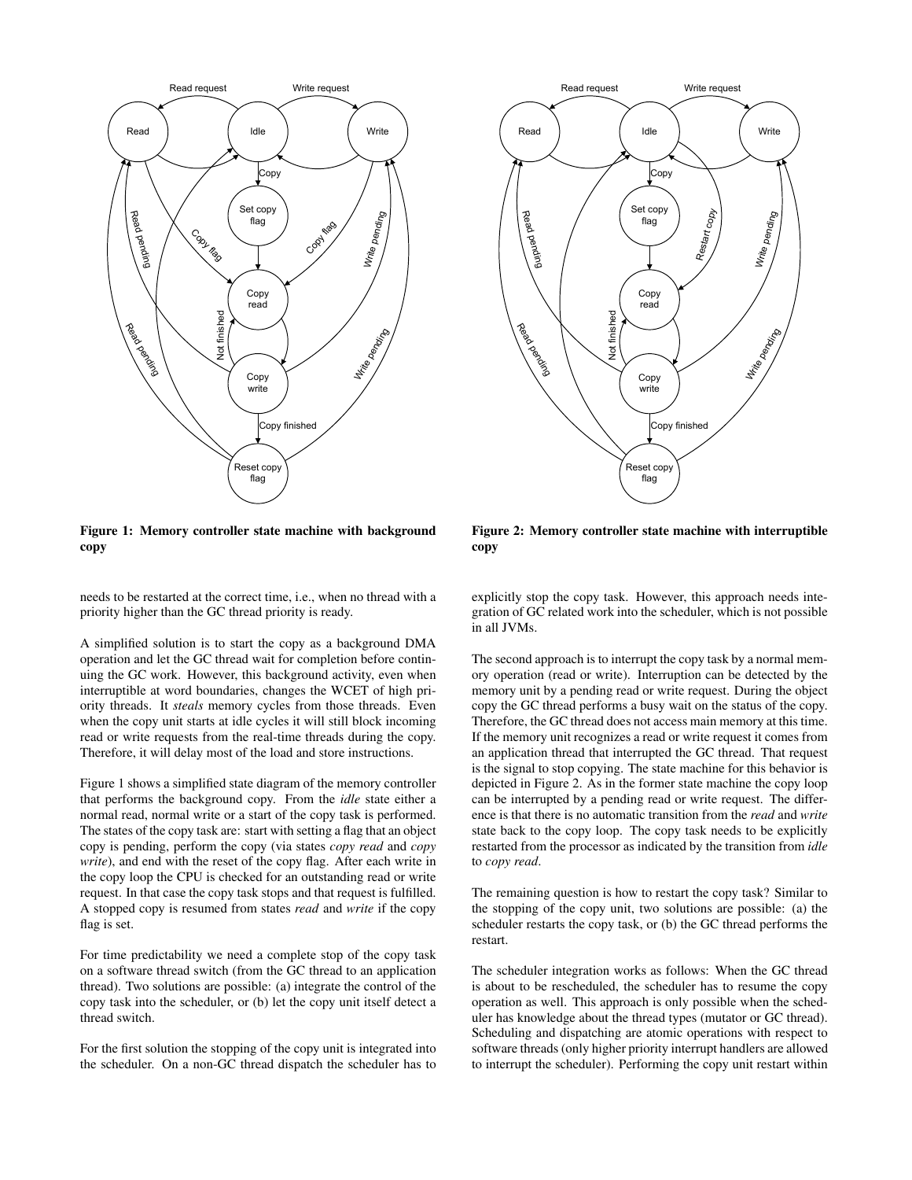Read request

Write request

Read

Idle

Write

Copy

Set copy flag

Read pending

Copy flag

Copy flag

Write pending

Copy read

Not finished

Read pending

Write pending

Copy write

Copy finished

Reset copy flag

**Figure 1: Memory controller state machine with background copy**

Read request

Write request

Read

Idle

Write

Copy

Set copy flag

Restart copy

Read pending

Write pending

Copy read

Not finished

Read pending

Write pending

Copy write

Copy finished

Reset copy flag

**Figure 2: Memory controller state machine with interruptible copy**

needs to be restarted at the correct time, i.e., when no thread with a priority higher than the GC thread priority is ready.

A simplified solution is to start the copy as a background DMA operation and let the GC thread wait for completion before continuing the GC work. However, this background activity, even when interruptible at word boundaries, changes the WCET of high priority threads. It *steals* memory cycles from those threads. Even when the copy unit starts at idle cycles it will still block incoming read or write requests from the real-time threads during the copy. Therefore, it will delay most of the load and store instructions.

Figure 1 shows a simplified state diagram of the memory controller that performs the background copy. From the *idle* state either a normal read, normal write or a start of the copy task is performed. The states of the copy task are: start with setting a flag that an object copy is pending, perform the copy (via states *copy read* and *copy write*), and end with the reset of the copy flag. After each write in the copy loop the CPU is checked for an outstanding read or write request. In that case the copy task stops and that request is fulfilled. A stopped copy is resumed from states *read* and *write* if the copy flag is set.

For time predictability we need a complete stop of the copy task on a software thread switch (from the GC thread to an application thread). Two solutions are possible: (a) integrate the control of the copy task into the scheduler, or (b) let the copy unit itself detect a thread switch.

For the first solution the stopping of the copy unit is integrated into the scheduler. On a non-GC thread dispatch the scheduler has to explicitly stop the copy task. However, this approach needs integration of GC related work into the scheduler, which is not possible in all JVMs.

The second approach is to interrupt the copy task by a normal memory operation (read or write). Interruption can be detected by the memory unit by a pending read or write request. During the object copy the GC thread performs a busy wait on the status of the copy. Therefore, the GC thread does not access main memory at this time. If the memory unit recognizes a read or write request it comes from an application thread that interrupted the GC thread. That request is the signal to stop copying. The state machine for this behavior is depicted in Figure 2. As in the former state machine the copy loop can be interrupted by a pending read or write request. The difference is that there is no automatic transition from the *read* and *write* state back to the copy loop. The copy task needs to be explicitly restarted from the processor as indicated by the transition from *idle* to *copy read*.

The remaining question is how to restart the copy task? Similar to the stopping of the copy unit, two solutions are possible: (a) the scheduler restarts the copy task, or (b) the GC thread performs the restart.

The scheduler integration works as follows: When the GC thread is about to be rescheduled, the scheduler has to resume the copy operation as well. This approach is only possible when the scheduler has knowledge about the thread types (mutator or GC thread). Scheduling and dispatching are atomic operations with respect to software threads (only higher priority interrupt handlers are allowed to interrupt the scheduler). Performing the copy unit restart within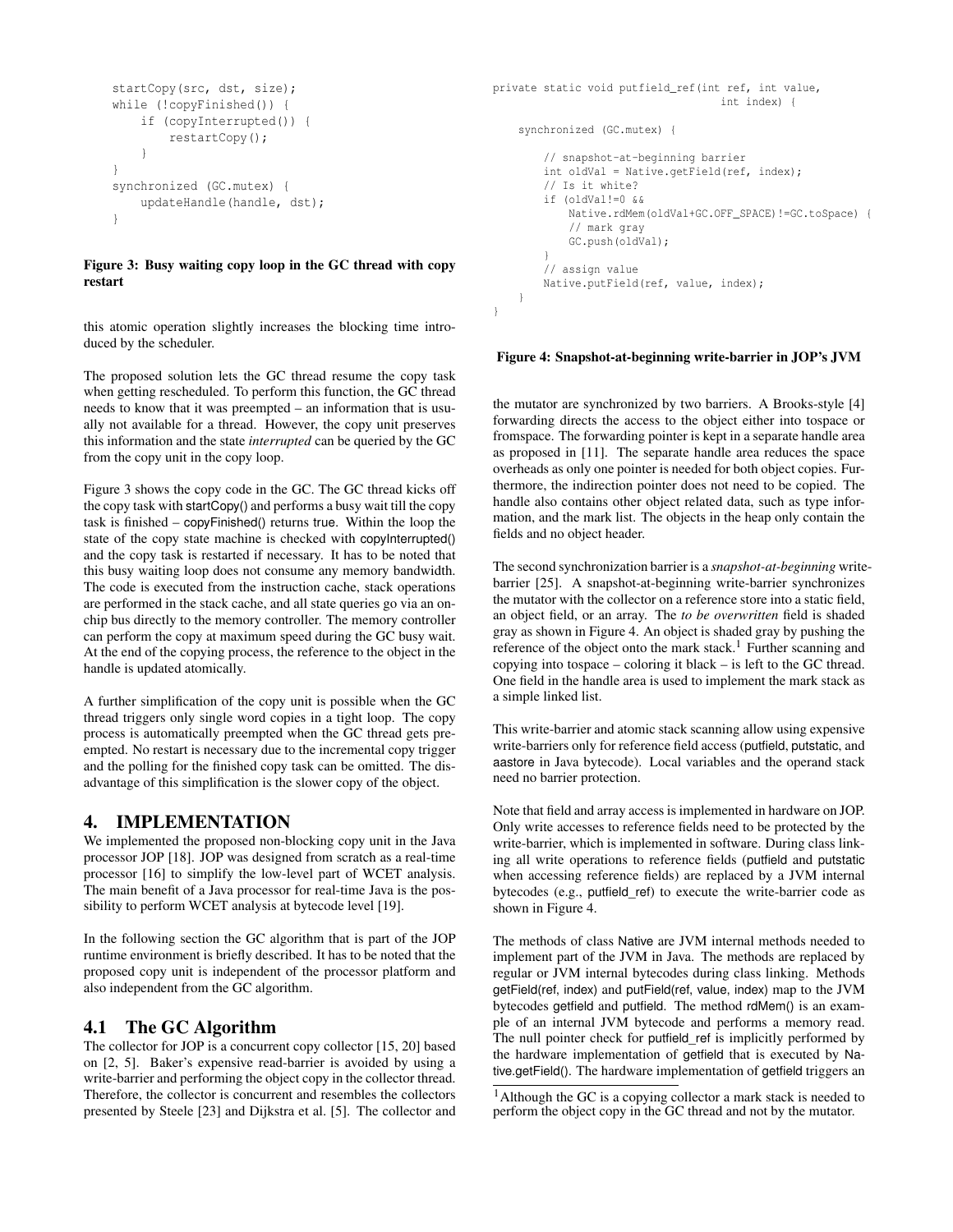```
startCopy(src, dst, size);
while (!copyFinished()) {
    if (copyInterrupted()) {
        restartCopy();
    }
}
synchronized (GC.mutex) {
    updateHandle(handle, dst);
}
```

**Figure 3: Busy waiting copy loop in the GC thread with copy restart**

this atomic operation slightly increases the blocking time introduced by the scheduler.

The proposed solution lets the GC thread resume the copy task when getting rescheduled. To perform this function, the GC thread needs to know that it was preempted – an information that is usually not available for a thread. However, the copy unit preserves this information and the state *interrupted* can be queried by the GC from the copy unit in the copy loop.

Figure 3 shows the copy code in the GC. The GC thread kicks off the copy task with startCopy() and performs a busy wait till the copy task is finished – copyFinished() returns true. Within the loop the state of the copy state machine is checked with copyInterrupted() and the copy task is restarted if necessary. It has to be noted that this busy waiting loop does not consume any memory bandwidth. The code is executed from the instruction cache, stack operations are performed in the stack cache, and all state queries go via an on-chip bus directly to the memory controller. The memory controller can perform the copy at maximum speed during the GC busy wait. At the end of the copying process, the reference to the object in the handle is updated atomically.

A further simplification of the copy unit is possible when the GC thread triggers only single word copies in a tight loop. The copy process is automatically preempted when the GC thread gets preempted. No restart is necessary due to the incremental copy trigger and the polling for the finished copy task can be omitted. The disadvantage of this simplification is the slower copy of the object.

# 4. IMPLEMENTATION

We implemented the proposed non-blocking copy unit in the Java processor JOP [18]. JOP was designed from scratch as a real-time processor [16] to simplify the low-level part of WCET analysis. The main benefit of a Java processor for real-time Java is the possibility to perform WCET analysis at bytecode level [19].

In the following section the GC algorithm that is part of the JOP runtime environment is briefly described. It has to be noted that the proposed copy unit is independent of the processor platform and also independent from the GC algorithm.

## 4.1 The GC Algorithm

The collector for JOP is a concurrent copy collector [15, 20] based on [2, 5]. Baker's expensive read-barrier is avoided by using a write-barrier and performing the object copy in the collector thread. Therefore, the collector is concurrent and resembles the collectors presented by Steele [23] and Dijkstra et al. [5]. The collector and the mutator are synchronized by two barriers. A Brooks-style [4] forwarding directs the access to the object either into tospace or fromspace. The forwarding pointer is kept in a separate handle area as proposed in [11]. The separate handle area reduces the space overheads as only one pointer is needed for both object copies. Furthermore, the indirection pointer does not need to be copied. The handle also contains other object related data, such as type information, and the mark list. The objects in the heap only contain the fields and no object header.

```
private static void putfield_ref(int ref, int value,
                                  int index) {

    synchronized (GC.mutex) {

        // snapshot-at-beginning barrier
        int oldVal = Native.getField(ref, index);
        // Is it white?
        if (oldVal!=0 &&
            Native.rdMem(oldVal+GC.OFF_SPACE)!=GC.toSpace) {
            // mark gray
            GC.push(oldVal);
        }
        // assign value
        Native.putField(ref, value, index);
    }
}
```

**Figure 4: Snapshot-at-beginning write-barrier in JOP's JVM**

The second synchronization barrier is a *snapshot-at-beginning* write-barrier [25]. A snapshot-at-beginning write-barrier synchronizes the mutator with the collector on a reference store into a static field, an object field, or an array. The *to be overwritten* field is shaded gray as shown in Figure 4. An object is shaded gray by pushing the reference of the object onto the mark stack.[1] Further scanning and copying into tospace – coloring it black – is left to the GC thread. One field in the handle area is used to implement the mark stack as a simple linked list.

This write-barrier and atomic stack scanning allow using expensive write-barriers only for reference field access (putfield, putstatic, and aastore in Java bytecode). Local variables and the operand stack need no barrier protection.

Note that field and array access is implemented in hardware on JOP. Only write accesses to reference fields need to be protected by the write-barrier, which is implemented in software. During class linking all write operations to reference fields (putfield and putstatic when accessing reference fields) are replaced by a JVM internal bytecodes (e.g., putfield_ref) to execute the write-barrier code as shown in Figure 4.

The methods of class Native are JVM internal methods needed to implement part of the JVM in Java. The methods are replaced by regular or JVM internal bytecodes during class linking. Methods getField(ref, index) and putField(ref, value, index) map to the JVM bytecodes getfield and putfield. The method rdMem() is an example of an internal JVM bytecode and performs a memory read. The null pointer check for putfield_ref is implicitly performed by the hardware implementation of getfield that is executed by Native.getField(). The hardware implementation of getfield triggers an

[1] Although the GC is a copying collector a mark stack is needed to perform the object copy in the GC thread and not by the mutator.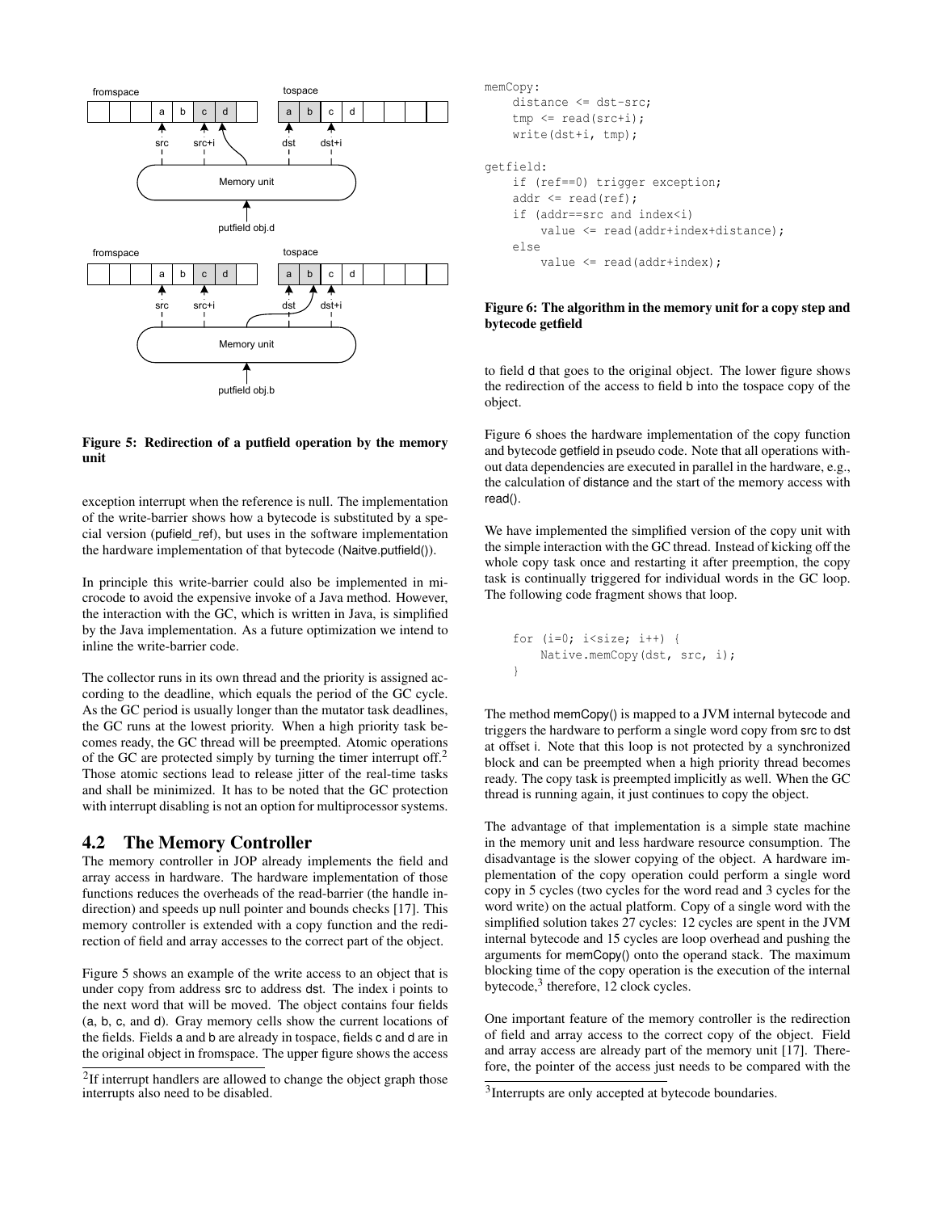Figure 5: Redirection of a putfield operation by the memory unit

exception interrupt when the reference is null. The implementation of the write-barrier shows how a bytecode is substituted by a special version (pufield_ref), but uses in the software implementation the hardware implementation of that bytecode (Naitve.putfield()).

In principle this write-barrier could also be implemented in microcode to avoid the expensive invoke of a Java method. However, the interaction with the GC, which is written in Java, is simplified by the Java implementation. As a future optimization we intend to inline the write-barrier code.

The collector runs in its own thread and the priority is assigned according to the deadline, which equals the period of the GC cycle. As the GC period is usually longer than the mutator task deadlines, the GC runs at the lowest priority. When a high priority task becomes ready, the GC thread will be preempted. Atomic operations of the GC are protected simply by turning the timer interrupt off.[2] Those atomic sections lead to release jitter of the real-time tasks and shall be minimized. It has to be noted that the GC protection with interrupt disabling is not an option for multiprocessor systems.

## 4.2 The Memory Controller

The memory controller in JOP already implements the field and array access in hardware. The hardware implementation of those functions reduces the overheads of the read-barrier (the handle indirection) and speeds up null pointer and bounds checks [17]. This memory controller is extended with a copy function and the redirection of field and array accesses to the correct part of the object.

Figure 5 shows an example of the write access to an object that is under copy from address src to address dst. The index i points to the next word that will be moved. The object contains four fields (a, b, c, and d). Gray memory cells show the current locations of the fields. Fields a and b are already in tospace, fields c and d are in the original object in fromspace. The upper figure shows the access to field d that goes to the original object. The lower figure shows the redirection of the access to field b into the tospace copy of the object.

[2]If interrupt handlers are allowed to change the object graph those interrupts also need to be disabled.

```
memCopy:
    distance <= dst-src;
    tmp <= read(src+i);
    write(dst+i, tmp);

getfield:
    if (ref==0) trigger exception;
    addr <= read(ref);
    if (addr==src and index<i)
        value <= read(addr+index+distance);
    else
        value <= read(addr+index);
```

**Figure 6: The algorithm in the memory unit for a copy step and bytecode getfield**

Figure 6 shoes the hardware implementation of the copy function and bytecode getfield in pseudo code. Note that all operations without data dependencies are executed in parallel in the hardware, e.g., the calculation of distance and the start of the memory access with read().

We have implemented the simplified version of the copy unit with the simple interaction with the GC thread. Instead of kicking off the whole copy task once and restarting it after preemption, the copy task is continually triggered for individual words in the GC loop. The following code fragment shows that loop.

```
for (i=0; i<size; i++) {
    Native.memCopy(dst, src, i);
}
```

The method memCopy() is mapped to a JVM internal bytecode and triggers the hardware to perform a single word copy from src to dst at offset i. Note that this loop is not protected by a synchronized block and can be preempted when a high priority thread becomes ready. The copy task is preempted implicitly as well. When the GC thread is running again, it just continues to copy the object.

The advantage of that implementation is a simple state machine in the memory unit and less hardware resource consumption. The disadvantage is the slower copying of the object. A hardware implementation of the copy operation could perform a single word copy in 5 cycles (two cycles for the word read and 3 cycles for the word write) on the actual platform. Copy of a single word with the simplified solution takes 27 cycles: 12 cycles are spent in the JVM internal bytecode and 15 cycles are loop overhead and pushing the arguments for memCopy() onto the operand stack. The maximum blocking time of the copy operation is the execution of the internal bytecode,[3] therefore, 12 clock cycles.

One important feature of the memory controller is the redirection of field and array access to the correct copy of the object. Field and array access are already part of the memory unit [17]. Therefore, the pointer of the access just needs to be compared with the

[3]Interrupts are only accepted at bytecode boundaries.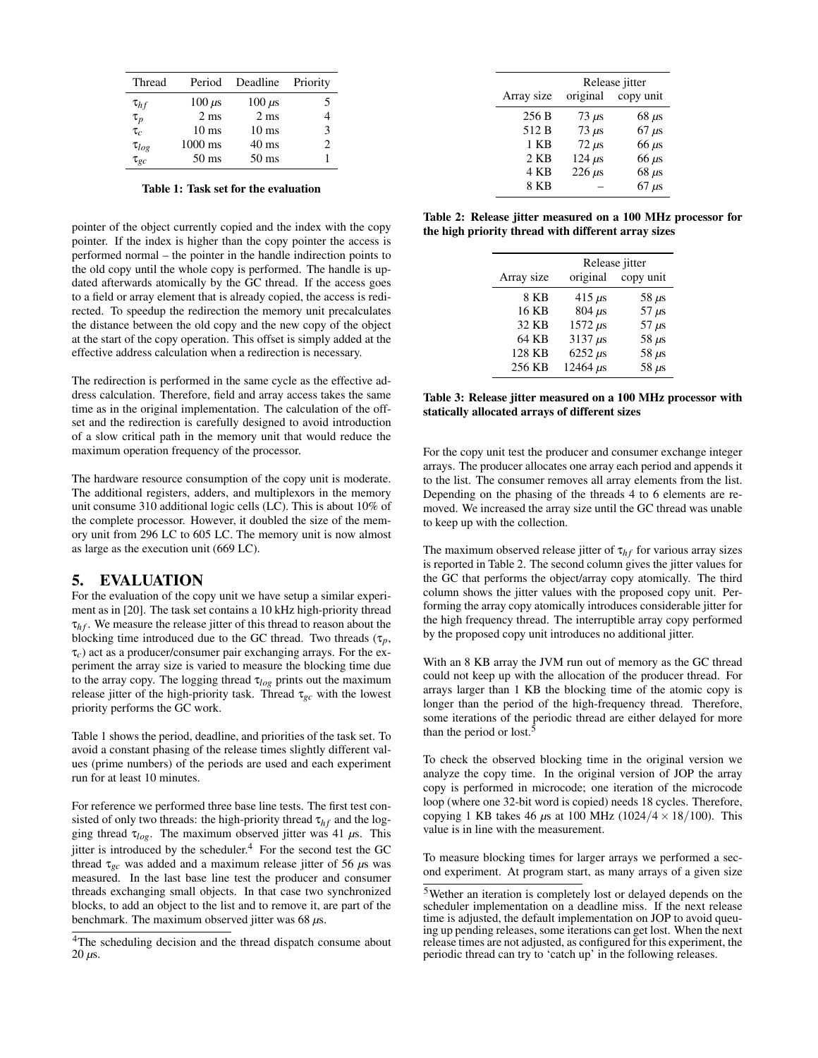| Thread | Period | Deadline | Priority |
|---|---|---|---|
| $\tau_{hf}$ | 100 $\mu$s | 100 $\mu$s | 5 |
| $\tau_p$ | 2 ms | 2 ms | 4 |
| $\tau_c$ | 10 ms | 10 ms | 3 |
| $\tau_{log}$ | 1000 ms | 40 ms | 2 |
| $\tau_{gc}$ | 50 ms | 50 ms | 1 |

**Table 1: Task set for the evaluation**

pointer of the object currently copied and the index with the copy pointer. If the index is higher than the copy pointer the access is performed normal – the pointer in the handle indirection points to the old copy until the whole copy is performed. The handle is updated afterwards atomically by the GC thread. If the access goes to a field or array element that is already copied, the access is redirected. To speedup the redirection the memory unit precalculates the distance between the old copy and the new copy of the object at the start of the copy operation. This offset is simply added at the effective address calculation when a redirection is necessary.

The redirection is performed in the same cycle as the effective address calculation. Therefore, field and array access takes the same time as in the original implementation. The calculation of the offset and the redirection is carefully designed to avoid introduction of a slow critical path in the memory unit that would reduce the maximum operation frequency of the processor.

The hardware resource consumption of the copy unit is moderate. The additional registers, adders, and multiplexors in the memory unit consume 310 additional logic cells (LC). This is about 10% of the complete processor. However, it doubled the size of the memory unit from 296 LC to 605 LC. The memory unit is now almost as large as the execution unit (669 LC).

## 5. EVALUATION

For the evaluation of the copy unit we have setup a similar experiment as in [20]. The task set contains a 10 kHz high-priority thread $\tau_{hf}$. We measure the release jitter of this thread to reason about the blocking time introduced due to the GC thread. Two threads ($\tau_p$, $\tau_c$) act as a producer/consumer pair exchanging arrays. For the experiment the array size is varied to measure the blocking time due to the array copy. The logging thread $\tau_{log}$ prints out the maximum release jitter of the high-priority task. Thread $\tau_{gc}$ with the lowest priority performs the GC work.

Table 1 shows the period, deadline, and priorities of the task set. To avoid a constant phasing of the release times slightly different values (prime numbers) of the periods are used and each experiment run for at least 10 minutes.

For reference we performed three base line tests. The first test consisted of only two threads: the high-priority thread $\tau_{hf}$ and the logging thread $\tau_{log}$. The maximum observed jitter was 41 $\mu$s. This jitter is introduced by the scheduler.[4] For the second test the GC thread $\tau_{gc}$ was added and a maximum release jitter of 56 $\mu$s was measured. In the last base line test the producer and consumer threads exchanging small objects. In that case two synchronized blocks, to add an object to the list and to remove it, are part of the benchmark. The maximum observed jitter was 68 $\mu$s.

[4] The scheduling decision and the thread dispatch consume about 20 $\mu$s.

| Array size | Release jitter original | copy unit |
|---|---|---|
| 256 B | 73 $\mu$s | 68 $\mu$s |
| 512 B | 73 $\mu$s | 67 $\mu$s |
| 1 KB | 72 $\mu$s | 66 $\mu$s |
| 2 KB | 124 $\mu$s | 66 $\mu$s |
| 4 KB | 226 $\mu$s | 68 $\mu$s |
| 8 KB | – | 67 $\mu$s |

**Table 2: Release jitter measured on a 100 MHz processor for the high priority thread with different array sizes**

| Array size | Release jitter original | copy unit |
|---|---|---|
| 8 KB | 415 $\mu$s | 58 $\mu$s |
| 16 KB | 804 $\mu$s | 57 $\mu$s |
| 32 KB | 1572 $\mu$s | 57 $\mu$s |
| 64 KB | 3137 $\mu$s | 58 $\mu$s |
| 128 KB | 6252 $\mu$s | 58 $\mu$s |
| 256 KB | 12464 $\mu$s | 58 $\mu$s |

**Table 3: Release jitter measured on a 100 MHz processor with statically allocated arrays of different sizes**

For the copy unit test the producer and consumer exchange integer arrays. The producer allocates one array each period and appends it to the list. The consumer removes all array elements from the list. Depending on the phasing of the threads 4 to 6 elements are removed. We increased the array size until the GC thread was unable to keep up with the collection.

The maximum observed release jitter of $\tau_{hf}$ for various array sizes is reported in Table 2. The second column gives the jitter values for the GC that performs the object/array copy atomically. The third column shows the jitter values with the proposed copy unit. Performing the array copy atomically introduces considerable jitter for the high frequency thread. The interruptible array copy performed by the proposed copy unit introduces no additional jitter.

With an 8 KB array the JVM run out of memory as the GC thread could not keep up with the allocation of the producer thread. For arrays larger than 1 KB the blocking time of the atomic copy is longer than the period of the high-frequency thread. Therefore, some iterations of the periodic thread are either delayed for more than the period or lost.[5]

To check the observed blocking time in the original version we analyze the copy time. In the original version of JOP the array copy is performed in microcode; one iteration of the microcode loop (where one 32-bit word is copied) needs 18 cycles. Therefore, copying 1 KB takes 46 $\mu$s at 100 MHz ($1024/4 \times 18/100$). This value is in line with the measurement.

To measure blocking times for larger arrays we performed a second experiment. At program start, as many arrays of a given size

[5] Wether an iteration is completely lost or delayed depends on the scheduler implementation on a deadline miss. If the next release time is adjusted, the default implementation on JOP to avoid queuing up pending releases, some iterations can get lost. When the next release times are not adjusted, as configured for this experiment, the periodic thread can try to 'catch up' in the following releases.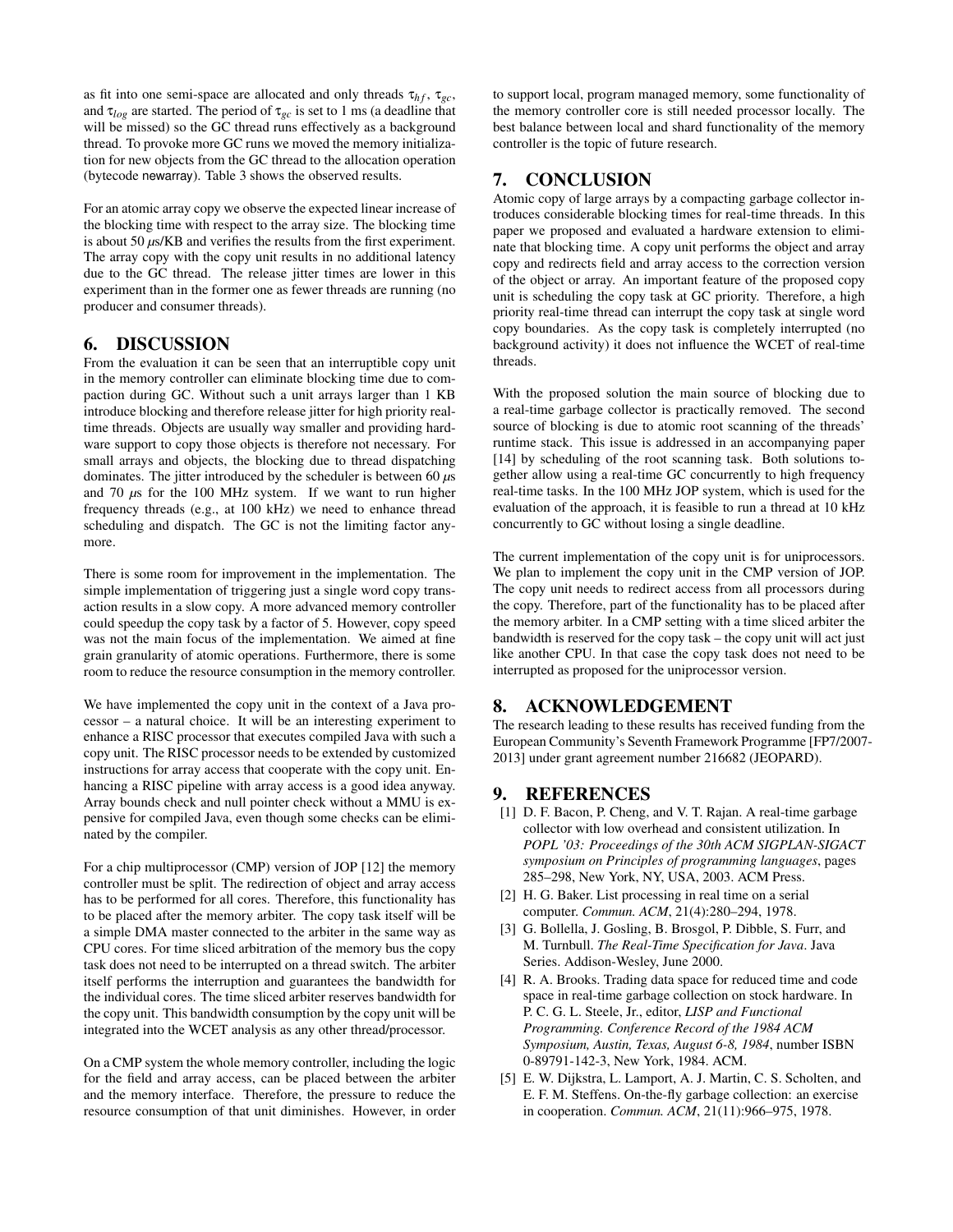as fit into one semi-space are allocated and only threads $\tau_{hf}$, $\tau_{gc}$, and $\tau_{log}$ are started. The period of $\tau_{gc}$ is set to 1 ms (a deadline that will be missed) so the GC thread runs effectively as a background thread. To provoke more GC runs we moved the memory initialization for new objects from the GC thread to the allocation operation (bytecode newarray). Table 3 shows the observed results.

For an atomic array copy we observe the expected linear increase of the blocking time with respect to the array size. The blocking time is about 50 $\mu$s/KB and verifies the results from the first experiment. The array copy with the copy unit results in no additional latency due to the GC thread. The release jitter times are lower in this experiment than in the former one as fewer threads are running (no producer and consumer threads).

## 6. DISCUSSION

From the evaluation it can be seen that an interruptible copy unit in the memory controller can eliminate blocking time due to compaction during GC. Without such a unit arrays larger than 1 KB introduce blocking and therefore release jitter for high priority real-time threads. Objects are usually way smaller and providing hardware support to copy those objects is therefore not necessary. For small arrays and objects, the blocking due to thread dispatching dominates. The jitter introduced by the scheduler is between 60 $\mu$s and 70 $\mu$s for the 100 MHz system. If we want to run higher frequency threads (e.g., at 100 kHz) we need to enhance thread scheduling and dispatch. The GC is not the limiting factor anymore.

There is some room for improvement in the implementation. The simple implementation of triggering just a single word copy transaction results in a slow copy. A more advanced memory controller could speedup the copy task by a factor of 5. However, copy speed was not the main focus of the implementation. We aimed at fine grain granularity of atomic operations. Furthermore, there is some room to reduce the resource consumption in the memory controller.

We have implemented the copy unit in the context of a Java processor – a natural choice. It will be an interesting experiment to enhance a RISC processor that executes compiled Java with such a copy unit. The RISC processor needs to be extended by customized instructions for array access that cooperate with the copy unit. Enhancing a RISC pipeline with array access is a good idea anyway. Array bounds check and null pointer check without a MMU is expensive for compiled Java, even though some checks can be eliminated by the compiler.

For a chip multiprocessor (CMP) version of JOP [12] the memory controller must be split. The redirection of object and array access has to be performed for all cores. Therefore, this functionality has to be placed after the memory arbiter. The copy task itself will be a simple DMA master connected to the arbiter in the same way as CPU cores. For time sliced arbitration of the memory bus the copy task does not need to be interrupted on a thread switch. The arbiter itself performs the interruption and guarantees the bandwidth for the individual cores. The time sliced arbiter reserves bandwidth for the copy unit. This bandwidth consumption by the copy unit will be integrated into the WCET analysis as any other thread/processor.

On a CMP system the whole memory controller, including the logic for the field and array access, can be placed between the arbiter and the memory interface. Therefore, the pressure to reduce the resource consumption of that unit diminishes. However, in order to support local, program managed memory, some functionality of the memory controller core is still needed processor locally. The best balance between local and shard functionality of the memory controller is the topic of future research.

## 7. CONCLUSION

Atomic copy of large arrays by a compacting garbage collector introduces considerable blocking times for real-time threads. In this paper we proposed and evaluated a hardware extension to eliminate that blocking time. A copy unit performs the object and array copy and redirects field and array access to the correction version of the object or array. An important feature of the proposed copy unit is scheduling the copy task at GC priority. Therefore, a high priority real-time thread can interrupt the copy task at single word copy boundaries. As the copy task is completely interrupted (no background activity) it does not influence the WCET of real-time threads.

With the proposed solution the main source of blocking due to a real-time garbage collector is practically removed. The second source of blocking is due to atomic root scanning of the threads' runtime stack. This issue is addressed in an accompanying paper [14] by scheduling of the root scanning task. Both solutions together allow using a real-time GC concurrently to high frequency real-time tasks. In the 100 MHz JOP system, which is used for the evaluation of the approach, it is feasible to run a thread at 10 kHz concurrently to GC without losing a single deadline.

The current implementation of the copy unit is for uniprocessors. We plan to implement the copy unit in the CMP version of JOP. The copy unit needs to redirect access from all processors during the copy. Therefore, part of the functionality has to be placed after the memory arbiter. In a CMP setting with a time sliced arbiter the bandwidth is reserved for the copy task – the copy unit will act just like another CPU. In that case the copy task does not need to be interrupted as proposed for the uniprocessor version.

## 8. ACKNOWLEDGEMENT

The research leading to these results has received funding from the European Community's Seventh Framework Programme [FP7/2007-2013] under grant agreement number 216682 (JEOPARD).

## 9. REFERENCES

[1] D. F. Bacon, P. Cheng, and V. T. Rajan. A real-time garbage collector with low overhead and consistent utilization. In *POPL '03: Proceedings of the 30th ACM SIGPLAN-SIGACT symposium on Principles of programming languages*, pages 285–298, New York, NY, USA, 2003. ACM Press.

[2] H. G. Baker. List processing in real time on a serial computer. *Commun. ACM*, 21(4):280–294, 1978.

[3] G. Bollella, J. Gosling, B. Brosgol, P. Dibble, S. Furr, and M. Turnbull. *The Real-Time Specification for Java*. Java Series. Addison-Wesley, June 2000.

[4] R. A. Brooks. Trading data space for reduced time and code space in real-time garbage collection on stock hardware. In P. C. G. L. Steele, Jr., editor, *LISP and Functional Programming. Conference Record of the 1984 ACM Symposium, Austin, Texas, August 6-8, 1984*, number ISBN 0-89791-142-3, New York, 1984. ACM.

[5] E. W. Dijkstra, L. Lamport, A. J. Martin, C. S. Scholten, and E. F. M. Steffens. On-the-fly garbage collection: an exercise in cooperation. *Commun. ACM*, 21(11):966–975, 1978.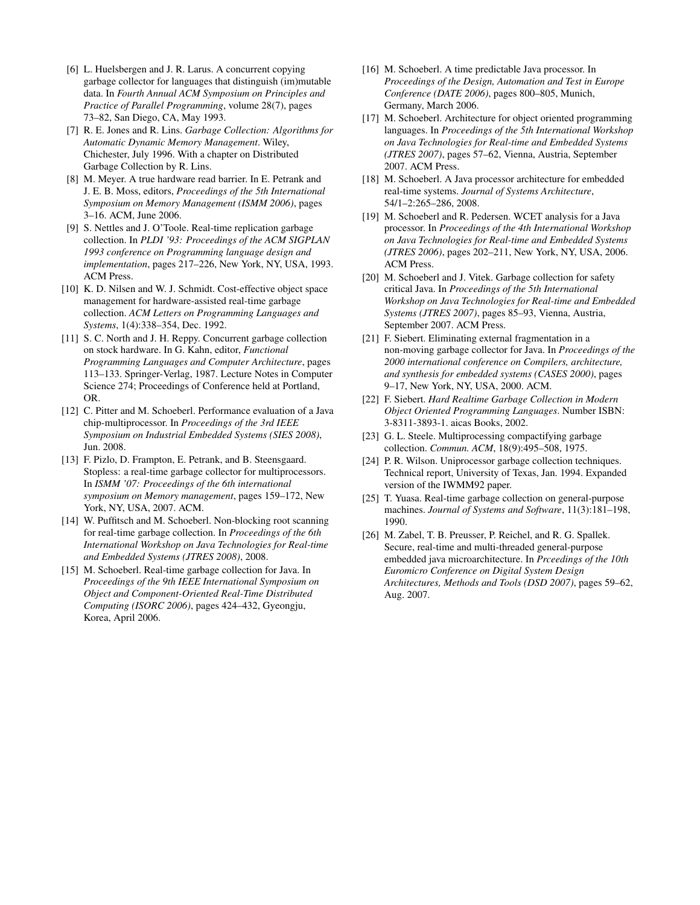[6] L. Huelsbergen and J. R. Larus. A concurrent copying garbage collector for languages that distinguish (im)mutable data. In *Fourth Annual ACM Symposium on Principles and Practice of Parallel Programming*, volume 28(7), pages 73–82, San Diego, CA, May 1993.

[7] R. E. Jones and R. Lins. *Garbage Collection: Algorithms for Automatic Dynamic Memory Management*. Wiley, Chichester, July 1996. With a chapter on Distributed Garbage Collection by R. Lins.

[8] M. Meyer. A true hardware read barrier. In E. Petrank and J. E. B. Moss, editors, *Proceedings of the 5th International Symposium on Memory Management (ISMM 2006)*, pages 3–16. ACM, June 2006.

[9] S. Nettles and J. O'Toole. Real-time replication garbage collection. In *PLDI '93: Proceedings of the ACM SIGPLAN 1993 conference on Programming language design and implementation*, pages 217–226, New York, NY, USA, 1993. ACM Press.

[10] K. D. Nilsen and W. J. Schmidt. Cost-effective object space management for hardware-assisted real-time garbage collection. *ACM Letters on Programming Languages and Systems*, 1(4):338–354, Dec. 1992.

[11] S. C. North and J. H. Reppy. Concurrent garbage collection on stock hardware. In G. Kahn, editor, *Functional Programming Languages and Computer Architecture*, pages 113–133. Springer-Verlag, 1987. Lecture Notes in Computer Science 274; Proceedings of Conference held at Portland, OR.

[12] C. Pitter and M. Schoeberl. Performance evaluation of a Java chip-multiprocessor. In *Proceedings of the 3rd IEEE Symposium on Industrial Embedded Systems (SIES 2008)*, Jun. 2008.

[13] F. Pizlo, D. Frampton, E. Petrank, and B. Steensgaard. Stopless: a real-time garbage collector for multiprocessors. In *ISMM '07: Proceedings of the 6th international symposium on Memory management*, pages 159–172, New York, NY, USA, 2007. ACM.

[14] W. Puffitsch and M. Schoeberl. Non-blocking root scanning for real-time garbage collection. In *Proceedings of the 6th International Workshop on Java Technologies for Real-time and Embedded Systems (JTRES 2008)*, 2008.

[15] M. Schoeberl. Real-time garbage collection for Java. In *Proceedings of the 9th IEEE International Symposium on Object and Component-Oriented Real-Time Distributed Computing (ISORC 2006)*, pages 424–432, Gyeongju, Korea, April 2006.

[16] M. Schoeberl. A time predictable Java processor. In *Proceedings of the Design, Automation and Test in Europe Conference (DATE 2006)*, pages 800–805, Munich, Germany, March 2006.

[17] M. Schoeberl. Architecture for object oriented programming languages. In *Proceedings of the 5th International Workshop on Java Technologies for Real-time and Embedded Systems (JTRES 2007)*, pages 57–62, Vienna, Austria, September 2007. ACM Press.

[18] M. Schoeberl. A Java processor architecture for embedded real-time systems. *Journal of Systems Architecture*, 54/1–2:265–286, 2008.

[19] M. Schoeberl and R. Pedersen. WCET analysis for a Java processor. In *Proceedings of the 4th International Workshop on Java Technologies for Real-time and Embedded Systems (JTRES 2006)*, pages 202–211, New York, NY, USA, 2006. ACM Press.

[20] M. Schoeberl and J. Vitek. Garbage collection for safety critical Java. In *Proceedings of the 5th International Workshop on Java Technologies for Real-time and Embedded Systems (JTRES 2007)*, pages 85–93, Vienna, Austria, September 2007. ACM Press.

[21] F. Siebert. Eliminating external fragmentation in a non-moving garbage collector for Java. In *Proceedings of the 2000 international conference on Compilers, architecture, and synthesis for embedded systems (CASES 2000)*, pages 9–17, New York, NY, USA, 2000. ACM.

[22] F. Siebert. *Hard Realtime Garbage Collection in Modern Object Oriented Programming Languages*. Number ISBN: 3-8311-3893-1. aicas Books, 2002.

[23] G. L. Steele. Multiprocessing compactifying garbage collection. *Commun. ACM*, 18(9):495–508, 1975.

[24] P. R. Wilson. Uniprocessor garbage collection techniques. Technical report, University of Texas, Jan. 1994. Expanded version of the IWMM92 paper.

[25] T. Yuasa. Real-time garbage collection on general-purpose machines. *Journal of Systems and Software*, 11(3):181–198, 1990.

[26] M. Zabel, T. B. Preusser, P. Reichel, and R. G. Spallek. Secure, real-time and multi-threaded general-purpose embedded java microarchitecture. In *Prceedings of the 10th Euromicro Conference on Digital System Design Architectures, Methods and Tools (DSD 2007)*, pages 59–62, Aug. 2007.